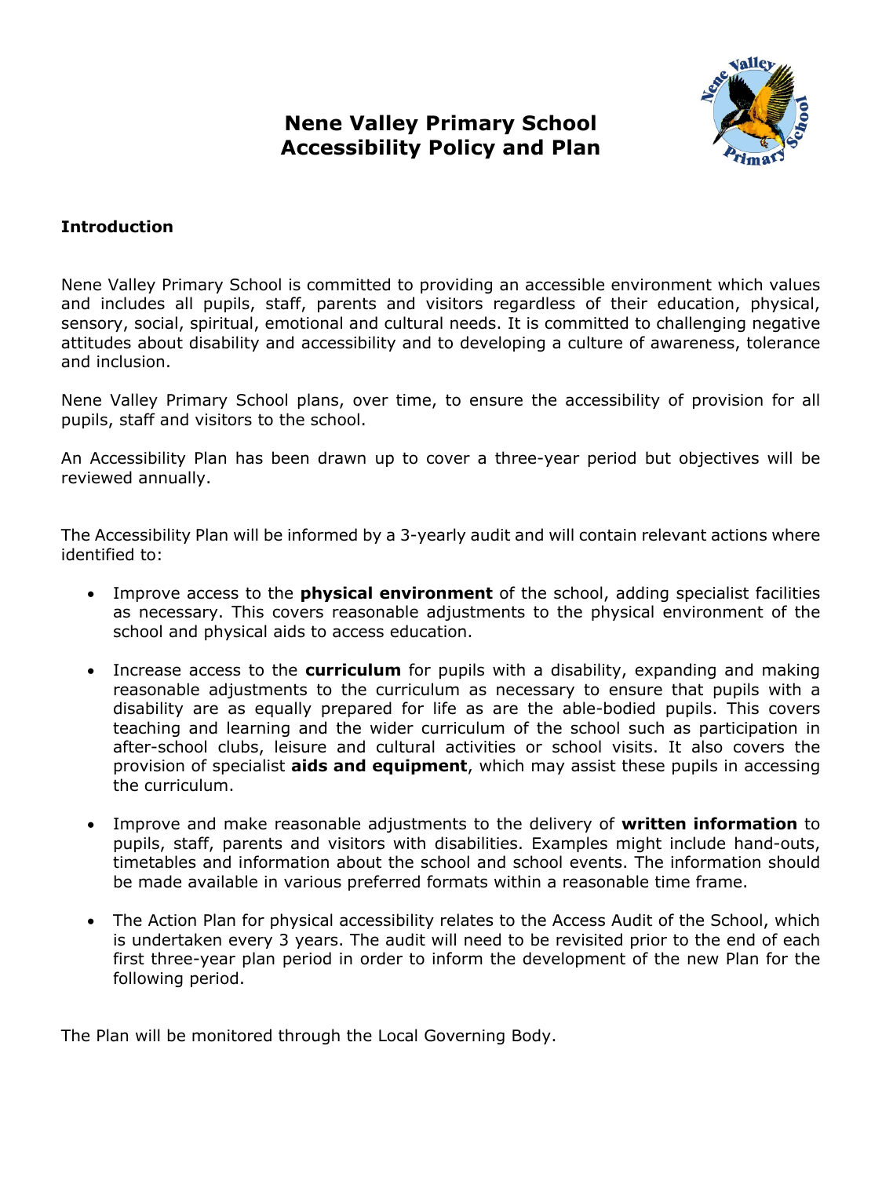# Nene Valley Primary School
# Accessibility Policy and Plan

## Introduction

Nene Valley Primary School is committed to providing an accessible environment which values and includes all pupils, staff, parents and visitors regardless of their education, physical, sensory, social, spiritual, emotional and cultural needs. It is committed to challenging negative attitudes about disability and accessibility and to developing a culture of awareness, tolerance and inclusion.

Nene Valley Primary School plans, over time, to ensure the accessibility of provision for all pupils, staff and visitors to the school.

An Accessibility Plan has been drawn up to cover a three-year period but objectives will be reviewed annually.

The Accessibility Plan will be informed by a 3-yearly audit and will contain relevant actions where identified to:

- Improve access to the **physical environment** of the school, adding specialist facilities as necessary. This covers reasonable adjustments to the physical environment of the school and physical aids to access education.
- Increase access to the **curriculum** for pupils with a disability, expanding and making reasonable adjustments to the curriculum as necessary to ensure that pupils with a disability are as equally prepared for life as are the able-bodied pupils. This covers teaching and learning and the wider curriculum of the school such as participation in after-school clubs, leisure and cultural activities or school visits. It also covers the provision of specialist **aids and equipment**, which may assist these pupils in accessing the curriculum.
- Improve and make reasonable adjustments to the delivery of **written information** to pupils, staff, parents and visitors with disabilities. Examples might include hand-outs, timetables and information about the school and school events. The information should be made available in various preferred formats within a reasonable time frame.
- The Action Plan for physical accessibility relates to the Access Audit of the School, which is undertaken every 3 years. The audit will need to be revisited prior to the end of each first three-year plan period in order to inform the development of the new Plan for the following period.

The Plan will be monitored through the Local Governing Body.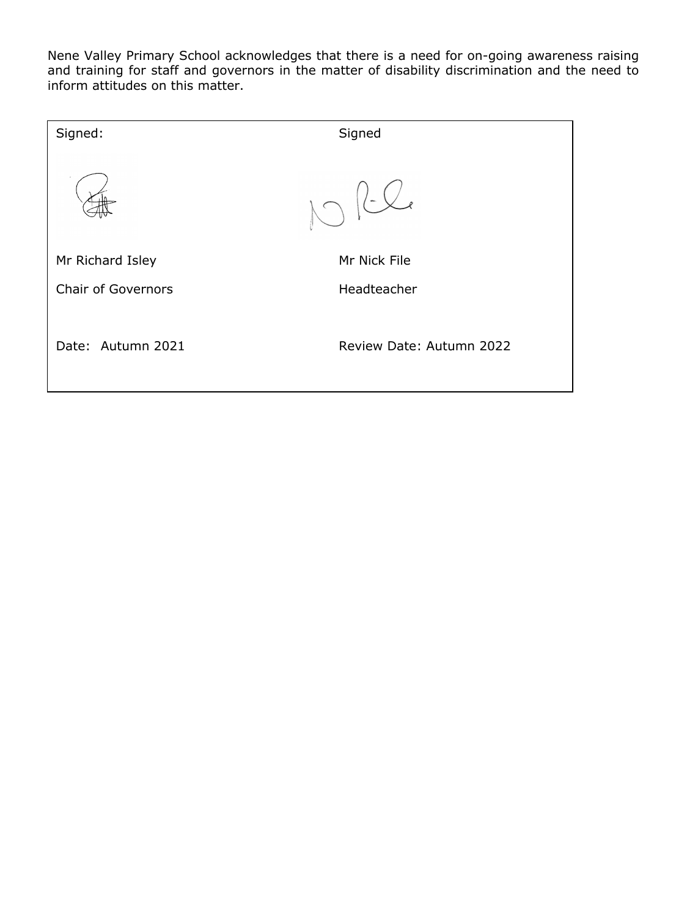Nene Valley Primary School acknowledges that there is a need for on-going awareness raising and training for staff and governors in the matter of disability discrimination and the need to inform attitudes on this matter.

| Signed: | Signed |
| --- | --- |
| Mr Richard Isley | Mr Nick File |
| Chair of Governors | Headteacher |
| Date: Autumn 2021 | Review Date: Autumn 2022 |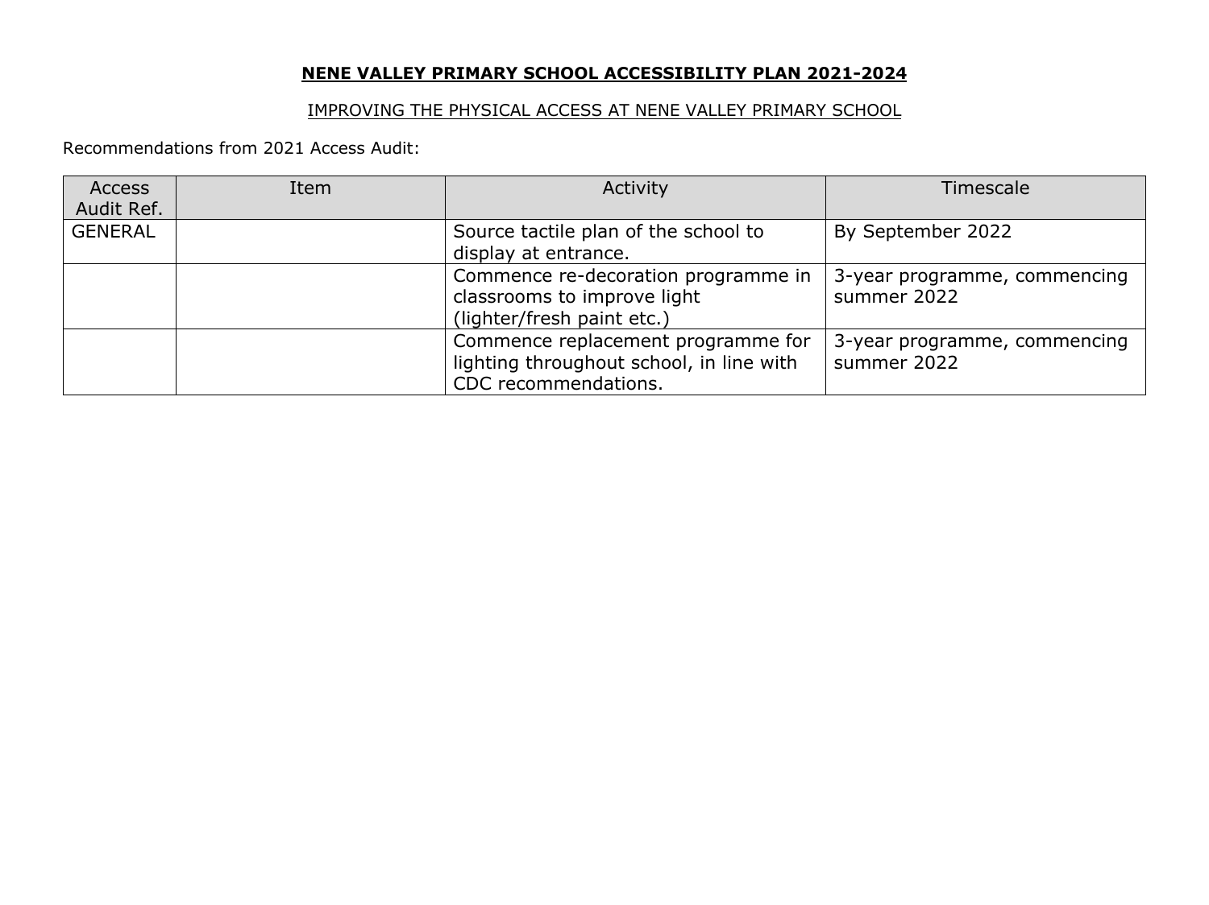**NENE VALLEY PRIMARY SCHOOL ACCESSIBILITY PLAN 2021-2024**

IMPROVING THE PHYSICAL ACCESS AT NENE VALLEY PRIMARY SCHOOL

Recommendations from 2021 Access Audit:

| Access Audit Ref. | Item | Activity | Timescale |
|---|---|---|---|
| GENERAL | | Source tactile plan of the school to display at entrance. | By September 2022 |
| | | Commence re-decoration programme in classrooms to improve light (lighter/fresh paint etc.) | 3-year programme, commencing summer 2022 |
| | | Commence replacement programme for lighting throughout school, in line with CDC recommendations. | 3-year programme, commencing summer 2022 |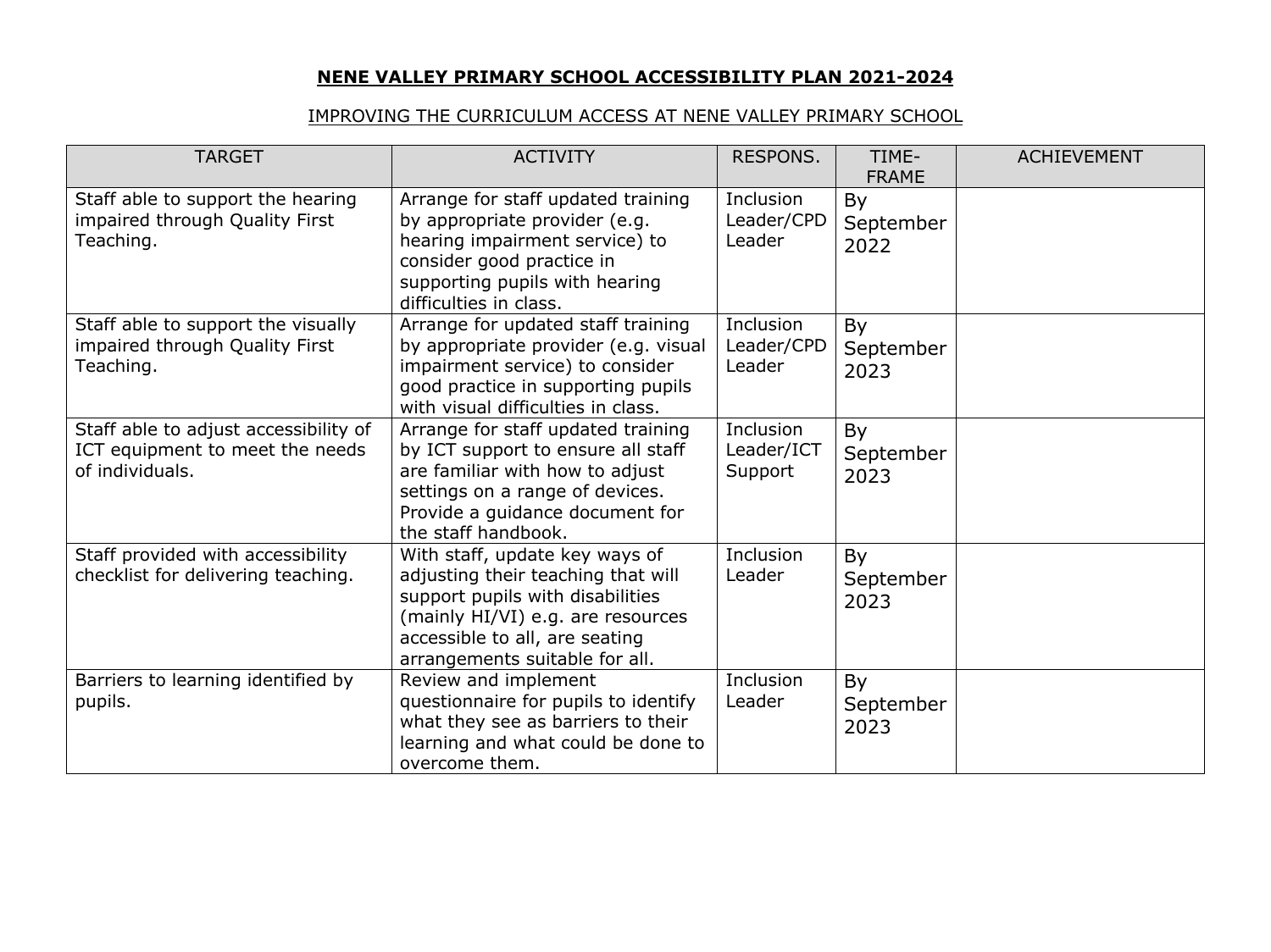**NENE VALLEY PRIMARY SCHOOL ACCESSIBILITY PLAN 2021-2024**

IMPROVING THE CURRICULUM ACCESS AT NENE VALLEY PRIMARY SCHOOL

| TARGET | ACTIVITY | RESPONS. | TIME-FRAME | ACHIEVEMENT |
| --- | --- | --- | --- | --- |
| Staff able to support the hearing impaired through Quality First Teaching. | Arrange for staff updated training by appropriate provider (e.g. hearing impairment service) to consider good practice in supporting pupils with hearing difficulties in class. | Inclusion Leader/CPD Leader | By September 2022 | |
| Staff able to support the visually impaired through Quality First Teaching. | Arrange for updated staff training by appropriate provider (e.g. visual impairment service) to consider good practice in supporting pupils with visual difficulties in class. | Inclusion Leader/CPD Leader | By September 2023 | |
| Staff able to adjust accessibility of ICT equipment to meet the needs of individuals. | Arrange for staff updated training by ICT support to ensure all staff are familiar with how to adjust settings on a range of devices. Provide a guidance document for the staff handbook. | Inclusion Leader/ICT Support | By September 2023 | |
| Staff provided with accessibility checklist for delivering teaching. | With staff, update key ways of adjusting their teaching that will support pupils with disabilities (mainly HI/VI) e.g. are resources accessible to all, are seating arrangements suitable for all. | Inclusion Leader | By September 2023 | |
| Barriers to learning identified by pupils. | Review and implement questionnaire for pupils to identify what they see as barriers to their learning and what could be done to overcome them. | Inclusion Leader | By September 2023 | |